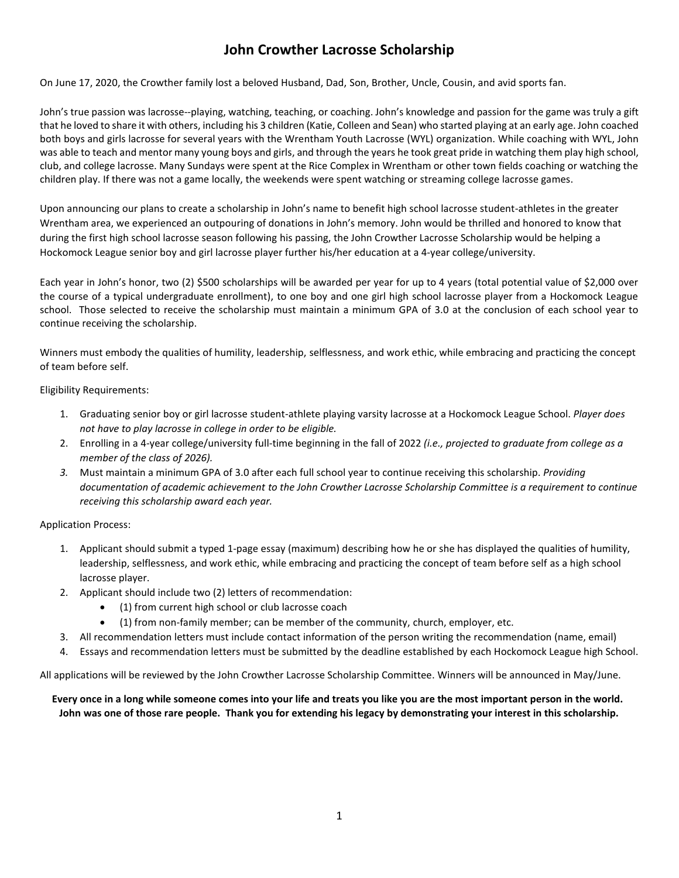# John Crowther Lacrosse Scholarship

On June 17, 2020, the Crowther family lost a beloved Husband, Dad, Son, Brother, Uncle, Cousin, and avid sports fan.

John's true passion was lacrosse--playing, watching, teaching, or coaching. John's knowledge and passion for the game was truly a gift that he loved to share it with others, including his 3 children (Katie, Colleen and Sean) who started playing at an early age. John coached both boys and girls lacrosse for several years with the Wrentham Youth Lacrosse (WYL) organization. While coaching with WYL, John was able to teach and mentor many young boys and girls, and through the years he took great pride in watching them play high school, club, and college lacrosse. Many Sundays were spent at the Rice Complex in Wrentham or other town fields coaching or watching the children play. If there was not a game locally, the weekends were spent watching or streaming college lacrosse games.

Upon announcing our plans to create a scholarship in John's name to benefit high school lacrosse student-athletes in the greater Wrentham area, we experienced an outpouring of donations in John's memory. John would be thrilled and honored to know that during the first high school lacrosse season following his passing, the John Crowther Lacrosse Scholarship would be helping a Hockomock League senior boy and girl lacrosse player further his/her education at a 4-year college/university.

Each year in John's honor, two (2) $500 scholarships will be awarded per year for up to 4 years (total potential value of $2,000 over the course of a typical undergraduate enrollment), to one boy and one girl high school lacrosse player from a Hockomock League school. Those selected to receive the scholarship must maintain a minimum GPA of 3.0 at the conclusion of each school year to continue receiving the scholarship.

Winners must embody the qualities of humility, leadership, selflessness, and work ethic, while embracing and practicing the concept of team before self.

Eligibility Requirements:

1. Graduating senior boy or girl lacrosse student-athlete playing varsity lacrosse at a Hockomock League School. *Player does not have to play lacrosse in college in order to be eligible.*
2. Enrolling in a 4-year college/university full-time beginning in the fall of 2022 *(i.e., projected to graduate from college as a member of the class of 2026).*
3. Must maintain a minimum GPA of 3.0 after each full school year to continue receiving this scholarship. *Providing documentation of academic achievement to the John Crowther Lacrosse Scholarship Committee is a requirement to continue receiving this scholarship award each year.*

Application Process:

1. Applicant should submit a typed 1-page essay (maximum) describing how he or she has displayed the qualities of humility, leadership, selflessness, and work ethic, while embracing and practicing the concept of team before self as a high school lacrosse player.
2. Applicant should include two (2) letters of recommendation:
   - (1) from current high school or club lacrosse coach
   - (1) from non-family member; can be member of the community, church, employer, etc.
3. All recommendation letters must include contact information of the person writing the recommendation (name, email)
4. Essays and recommendation letters must be submitted by the deadline established by each Hockomock League high School.

All applications will be reviewed by the John Crowther Lacrosse Scholarship Committee. Winners will be announced in May/June.

**Every once in a long while someone comes into your life and treats you like you are the most important person in the world. John was one of those rare people. Thank you for extending his legacy by demonstrating your interest in this scholarship.**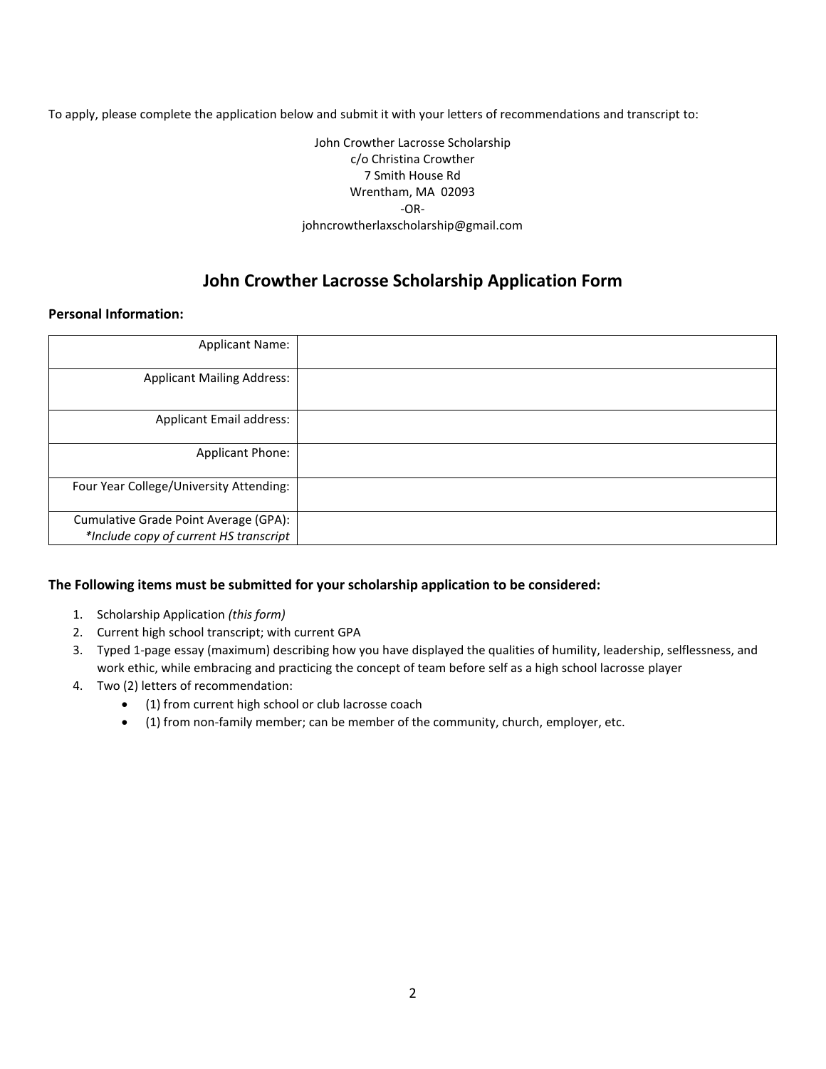To apply, please complete the application below and submit it with your letters of recommendations and transcript to:

John Crowther Lacrosse Scholarship
c/o Christina Crowther
7 Smith House Rd
Wrentham, MA 02093
-OR-
johncrowtherlaxscholarship@gmail.com

## John Crowther Lacrosse Scholarship Application Form

**Personal Information:**

| | |
|---|---|
| Applicant Name: | |
| Applicant Mailing Address: | |
| Applicant Email address: | |
| Applicant Phone: | |
| Four Year College/University Attending: | |
| Cumulative Grade Point Average (GPA): *\*Include copy of current HS transcript* | |

**The Following items must be submitted for your scholarship application to be considered:**

1. Scholarship Application *(this form)*
2. Current high school transcript; with current GPA
3. Typed 1-page essay (maximum) describing how you have displayed the qualities of humility, leadership, selflessness, and work ethic, while embracing and practicing the concept of team before self as a high school lacrosse player
4. Two (2) letters of recommendation:
   - (1) from current high school or club lacrosse coach
   - (1) from non-family member; can be member of the community, church, employer, etc.